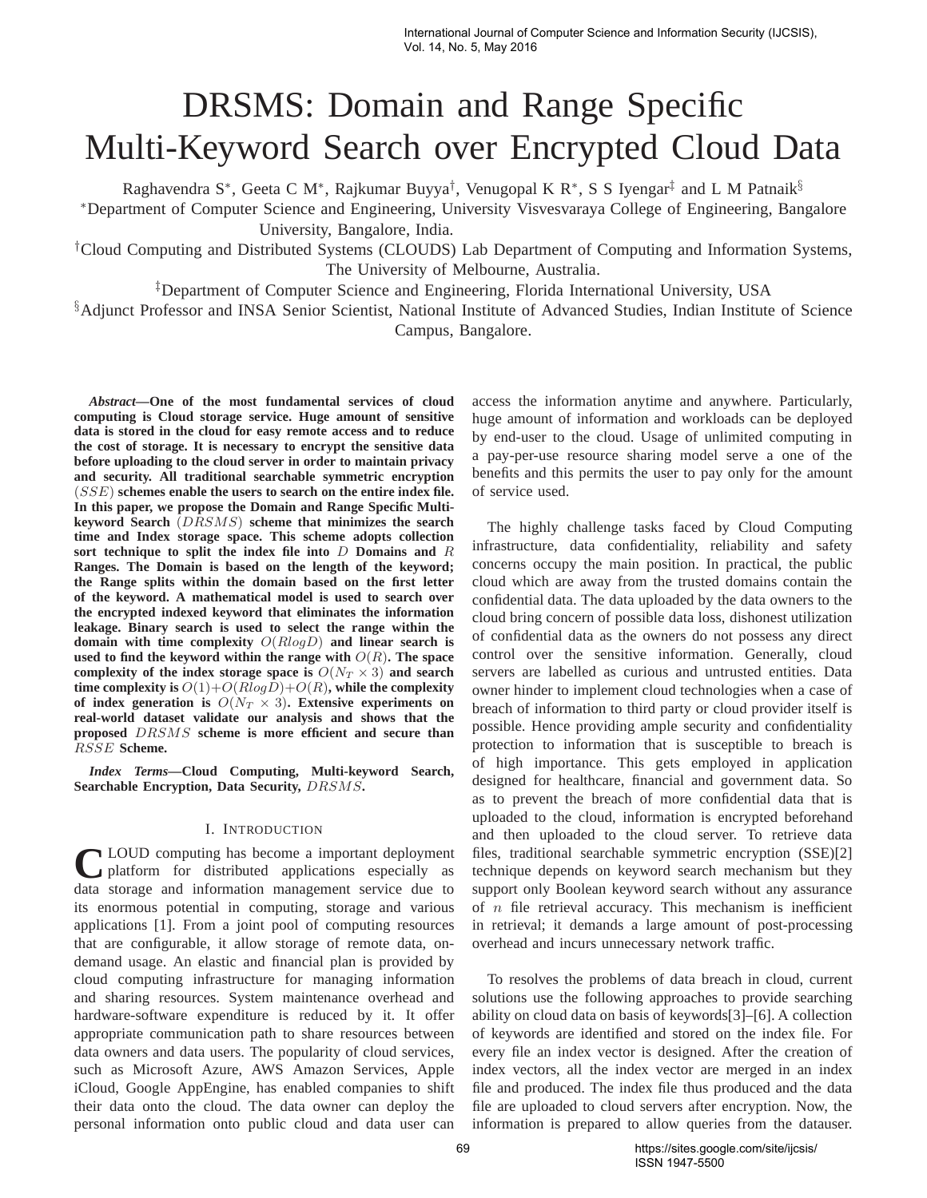# DRSMS: Domain and Range Specific Multi-Keyword Search over Encrypted Cloud Data

Raghavendra S*, Geeta C M*, Rajkumar Buyya†, Venugopal K R*, S S Iyengar‡ and L M Patnaik§

*Department of Computer Science and Engineering, University Visvesvaraya College of Engineering, Bangalore University, Bangalore, India.

†Cloud Computing and Distributed Systems (CLOUDS) Lab Department of Computing and Information Systems, The University of Melbourne, Australia.

‡Department of Computer Science and Engineering, Florida International University, USA

§Adjunct Professor and INSA Senior Scientist, National Institute of Advanced Studies, Indian Institute of Science Campus, Bangalore.

***Abstract*—One of the most fundamental services of cloud computing is Cloud storage service. Huge amount of sensitive data is stored in the cloud for easy remote access and to reduce the cost of storage. It is necessary to encrypt the sensitive data before uploading to the cloud server in order to maintain privacy and security. All traditional searchable symmetric encryption $(SSE)$ schemes enable the users to search on the entire index file. In this paper, we propose the Domain and Range Specific Multi-keyword Search $(DRSMS)$ scheme that minimizes the search time and Index storage space. This scheme adopts collection sort technique to split the index file into $D$ Domains and $R$ Ranges. The Domain is based on the length of the keyword; the Range splits within the domain based on the first letter of the keyword. A mathematical model is used to search over the encrypted indexed keyword that eliminates the information leakage. Binary search is used to select the range within the domain with time complexity $O(RlogD)$ and linear search is used to find the keyword within the range with $O(R)$. The space complexity of the index storage space is $O(N_T \times 3)$ and search time complexity is $O(1)+O(RlogD)+O(R)$, while the complexity of index generation is $O(N_T \times 3)$. Extensive experiments on real-world dataset validate our analysis and shows that the proposed $DRSMS$ scheme is more efficient and secure than $RSSE$ Scheme.**

***Index Terms*—Cloud Computing, Multi-keyword Search, Searchable Encryption, Data Security, $DRSMS$.**

## I. Introduction

CLOUD computing has become a important deployment platform for distributed applications especially as data storage and information management service due to its enormous potential in computing, storage and various applications [1]. From a joint pool of computing resources that are configurable, it allow storage of remote data, on-demand usage. An elastic and financial plan is provided by cloud computing infrastructure for managing information and sharing resources. System maintenance overhead and hardware-software expenditure is reduced by it. It offer appropriate communication path to share resources between data owners and data users. The popularity of cloud services, such as Microsoft Azure, AWS Amazon Services, Apple iCloud, Google AppEngine, has enabled companies to shift their data onto the cloud. The data owner can deploy the personal information onto public cloud and data user can access the information anytime and anywhere. Particularly, huge amount of information and workloads can be deployed by end-user to the cloud. Usage of unlimited computing in a pay-per-use resource sharing model serve a one of the benefits and this permits the user to pay only for the amount of service used.

The highly challenge tasks faced by Cloud Computing infrastructure, data confidentiality, reliability and safety concerns occupy the main position. In practical, the public cloud which are away from the trusted domains contain the confidential data. The data uploaded by the data owners to the cloud bring concern of possible data loss, dishonest utilization of confidential data as the owners do not possess any direct control over the sensitive information. Generally, cloud servers are labelled as curious and untrusted entities. Data owner hinder to implement cloud technologies when a case of breach of information to third party or cloud provider itself is possible. Hence providing ample security and confidentiality protection to information that is susceptible to breach is of high importance. This gets employed in application designed for healthcare, financial and government data. So as to prevent the breach of more confidential data that is uploaded to the cloud, information is encrypted beforehand and then uploaded to the cloud server. To retrieve data files, traditional searchable symmetric encryption (SSE)[2] technique depends on keyword search mechanism but they support only Boolean keyword search without any assurance of $n$ file retrieval accuracy. This mechanism is inefficient in retrieval; it demands a large amount of post-processing overhead and incurs unnecessary network traffic.

To resolves the problems of data breach in cloud, current solutions use the following approaches to provide searching ability on cloud data on basis of keywords[3]–[6]. A collection of keywords are identified and stored on the index file. For every file an index vector is designed. After the creation of index vectors, all the index vector are merged in an index file and produced. The index file thus produced and the data file are uploaded to cloud servers after encryption. Now, the information is prepared to allow queries from the datauser.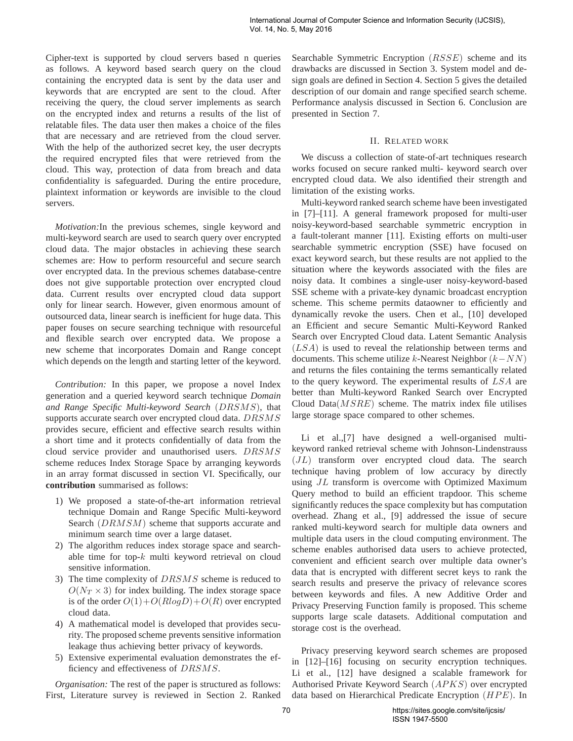Cipher-text is supported by cloud servers based n queries as follows. A keyword based search query on the cloud containing the encrypted data is sent by the data user and keywords that are encrypted are sent to the cloud. After receiving the query, the cloud server implements as search on the encrypted index and returns a results of the list of relatable files. The data user then makes a choice of the files that are necessary and are retrieved from the cloud server. With the help of the authorized secret key, the user decrypts the required encrypted files that were retrieved from the cloud. This way, protection of data from breach and data confidentiality is safeguarded. During the entire procedure, plaintext information or keywords are invisible to the cloud servers.

*Motivation:*In the previous schemes, single keyword and multi-keyword search are used to search query over encrypted cloud data. The major obstacles in achieving these search schemes are: How to perform resourceful and secure search over encrypted data. In the previous schemes database-centre does not give supportable protection over encrypted cloud data. Current results over encrypted cloud data support only for linear search. However, given enormous amount of outsourced data, linear search is inefficient for huge data. This paper fouses on secure searching technique with resourceful and flexible search over encrypted data. We propose a new scheme that incorporates Domain and Range concept which depends on the length and starting letter of the keyword.

*Contribution:* In this paper, we propose a novel Index generation and a queried keyword search technique *Domain and Range Specific Multi-keyword Search* $(DRSMS)$, that supports accurate search over encrypted cloud data. $DRSMS$ provides secure, efficient and effective search results within a short time and it protects confidentially of data from the cloud service provider and unauthorised users. $DRSMS$ scheme reduces Index Storage Space by arranging keywords in an array format discussed in section VI. Specifically, our **contribution** summarised as follows:

1) We proposed a state-of-the-art information retrieval technique Domain and Range Specific Multi-keyword Search $(DRMSM)$ scheme that supports accurate and minimum search time over a large dataset.
2) The algorithm reduces index storage space and searchable time for top-$k$ multi keyword retrieval on cloud sensitive information.
3) The time complexity of $DRSMS$ scheme is reduced to $O(N_T \times 3)$ for index building. The index storage space is of the order $O(1)+O(RlogD)+O(R)$ over encrypted cloud data.
4) A mathematical model is developed that provides security. The proposed scheme prevents sensitive information leakage thus achieving better privacy of keywords.
5) Extensive experimental evaluation demonstrates the efficiency and effectiveness of $DRSMS$.

*Organisation:* The rest of the paper is structured as follows: First, Literature survey is reviewed in Section 2. Ranked Searchable Symmetric Encryption $(RSSE)$ scheme and its drawbacks are discussed in Section 3. System model and design goals are defined in Section 4. Section 5 gives the detailed description of our domain and range specified search scheme. Performance analysis discussed in Section 6. Conclusion are presented in Section 7.

## II. Related work

We discuss a collection of state-of-art techniques research works focused on secure ranked multi- keyword search over encrypted cloud data. We also identified their strength and limitation of the existing works.

Multi-keyword ranked search scheme have been investigated in [7]–[11]. A general framework proposed for multi-user noisy-keyword-based searchable symmetric encryption in a fault-tolerant manner [11]. Existing efforts on multi-user searchable symmetric encryption (SSE) have focused on exact keyword search, but these results are not applied to the situation where the keywords associated with the files are noisy data. It combines a single-user noisy-keyword-based SSE scheme with a private-key dynamic broadcast encryption scheme. This scheme permits dataowner to efficiently and dynamically revoke the users. Chen et al., [10] developed an Efficient and secure Semantic Multi-Keyword Ranked Search over Encrypted Cloud data. Latent Semantic Analysis $(LSA)$ is used to reveal the relationship between terms and documents. This scheme utilize $k$-Nearest Neighbor $(k-NN)$ and returns the files containing the terms semantically related to the query keyword. The experimental results of $LSA$ are better than Multi-keyword Ranked Search over Encrypted Cloud Data$(MSRE)$ scheme. The matrix index file utilises large storage space compared to other schemes.

Li et al.,[7] have designed a well-organised multi-keyword ranked retrieval scheme with Johnson-Lindenstrauss $(JL)$ transform over encrypted cloud data. The search technique having problem of low accuracy by directly using $JL$ transform is overcome with Optimized Maximum Query method to build an efficient trapdoor. This scheme significantly reduces the space complexity but has computation overhead. Zhang et al., [9] addressed the issue of secure ranked multi-keyword search for multiple data owners and multiple data users in the cloud computing environment. The scheme enables authorised data users to achieve protected, convenient and efficient search over multiple data owner's data that is encrypted with different secret keys to rank the search results and preserve the privacy of relevance scores between keywords and files. A new Additive Order and Privacy Preserving Function family is proposed. This scheme supports large scale datasets. Additional computation and storage cost is the overhead.

Privacy preserving keyword search schemes are proposed in [12]–[16] focusing on security encryption techniques. Li et al., [12] have designed a scalable framework for Authorised Private Keyword Search $(APKS)$ over encrypted data based on Hierarchical Predicate Encryption $(HPE)$. In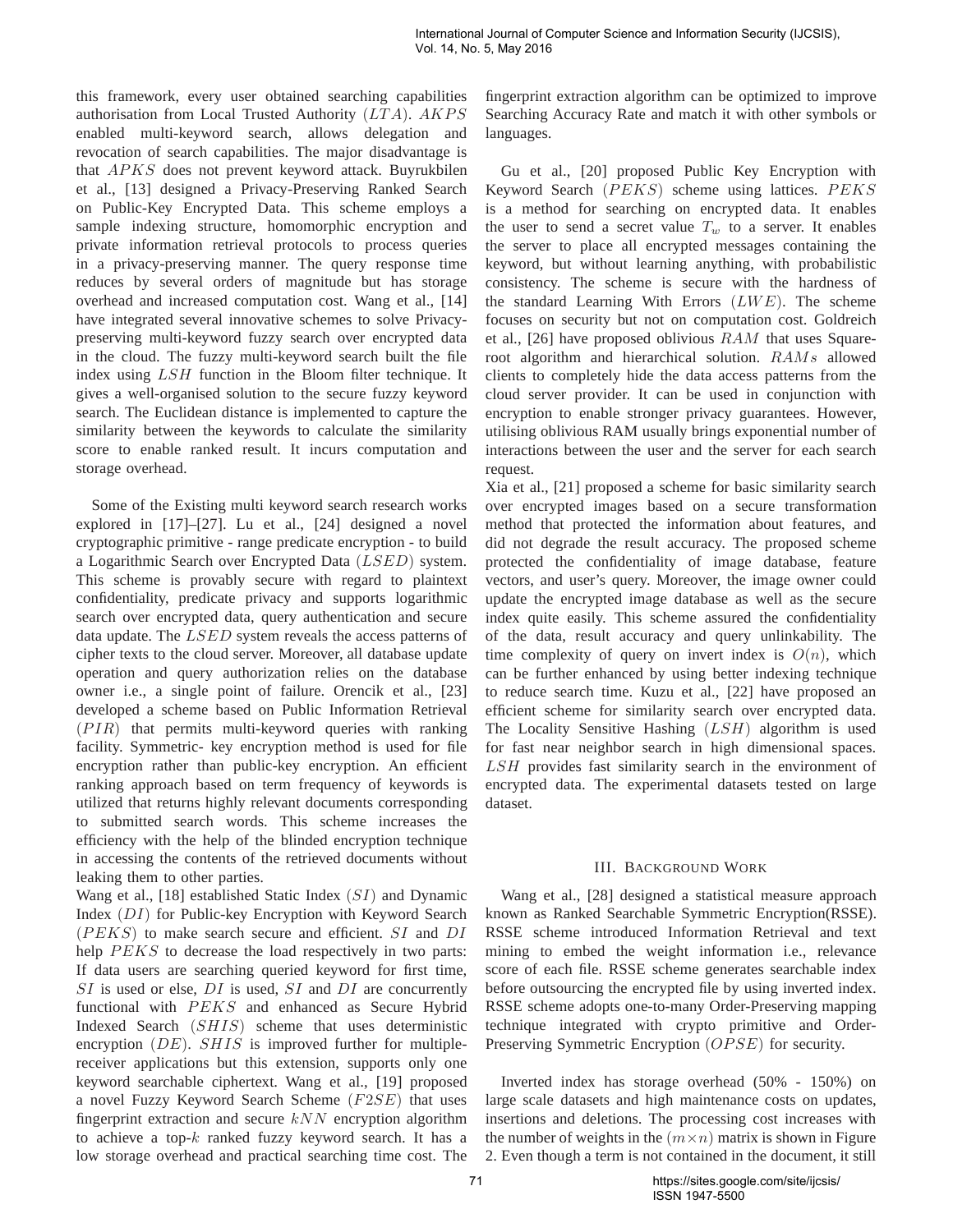this framework, every user obtained searching capabilities authorisation from Local Trusted Authority $(LTA)$. $AKPS$ enabled multi-keyword search, allows delegation and revocation of search capabilities. The major disadvantage is that $APKS$ does not prevent keyword attack. Buyrukbilen et al., [13] designed a Privacy-Preserving Ranked Search on Public-Key Encrypted Data. This scheme employs a sample indexing structure, homomorphic encryption and private information retrieval protocols to process queries in a privacy-preserving manner. The query response time reduces by several orders of magnitude but has storage overhead and increased computation cost. Wang et al., [14] have integrated several innovative schemes to solve Privacy-preserving multi-keyword fuzzy search over encrypted data in the cloud. The fuzzy multi-keyword search built the file index using $LSH$ function in the Bloom filter technique. It gives a well-organised solution to the secure fuzzy keyword search. The Euclidean distance is implemented to capture the similarity between the keywords to calculate the similarity score to enable ranked result. It incurs computation and storage overhead.

Some of the Existing multi keyword search research works explored in [17]–[27]. Lu et al., [24] designed a novel cryptographic primitive - range predicate encryption - to build a Logarithmic Search over Encrypted Data $(LSED)$ system. This scheme is provably secure with regard to plaintext confidentiality, predicate privacy and supports logarithmic search over encrypted data, query authentication and secure data update. The $LSED$ system reveals the access patterns of cipher texts to the cloud server. Moreover, all database update operation and query authorization relies on the database owner i.e., a single point of failure. Orencik et al., [23] developed a scheme based on Public Information Retrieval $(PIR)$ that permits multi-keyword queries with ranking facility. Symmetric- key encryption method is used for file encryption rather than public-key encryption. An efficient ranking approach based on term frequency of keywords is utilized that returns highly relevant documents corresponding to submitted search words. This scheme increases the efficiency with the help of the blinded encryption technique in accessing the contents of the retrieved documents without leaking them to other parties.

Wang et al., [18] established Static Index $(SI)$ and Dynamic Index $(DI)$ for Public-key Encryption with Keyword Search $(PEKS)$ to make search secure and efficient. $SI$ and $DI$ help $PEKS$ to decrease the load respectively in two parts: If data users are searching queried keyword for first time, $SI$ is used or else, $DI$ is used, $SI$ and $DI$ are concurrently functional with $PEKS$ and enhanced as Secure Hybrid Indexed Search $(SHIS)$ scheme that uses deterministic encryption $(DE)$. $SHIS$ is improved further for multiple-receiver applications but this extension, supports only one keyword searchable ciphertext. Wang et al., [19] proposed a novel Fuzzy Keyword Search Scheme $(F2SE)$ that uses fingerprint extraction and secure $kNN$ encryption algorithm to achieve a top-$k$ ranked fuzzy keyword search. It has a low storage overhead and practical searching time cost. The fingerprint extraction algorithm can be optimized to improve Searching Accuracy Rate and match it with other symbols or languages.

Gu et al., [20] proposed Public Key Encryption with Keyword Search $(PEKS)$ scheme using lattices. $PEKS$ is a method for searching on encrypted data. It enables the user to send a secret value $T_w$ to a server. It enables the server to place all encrypted messages containing the keyword, but without learning anything, with probabilistic consistency. The scheme is secure with the hardness of the standard Learning With Errors $(LWE)$. The scheme focuses on security but not on computation cost. Goldreich et al., [26] have proposed oblivious $RAM$ that uses Square-root algorithm and hierarchical solution. $RAMs$ allowed clients to completely hide the data access patterns from the cloud server provider. It can be used in conjunction with encryption to enable stronger privacy guarantees. However, utilising oblivious RAM usually brings exponential number of interactions between the user and the server for each search request.

Xia et al., [21] proposed a scheme for basic similarity search over encrypted images based on a secure transformation method that protected the information about features, and did not degrade the result accuracy. The proposed scheme protected the confidentiality of image database, feature vectors, and user's query. Moreover, the image owner could update the encrypted image database as well as the secure index quite easily. This scheme assured the confidentiality of the data, result accuracy and query unlinkability. The time complexity of query on invert index is $O(n)$, which can be further enhanced by using better indexing technique to reduce search time. Kuzu et al., [22] have proposed an efficient scheme for similarity search over encrypted data. The Locality Sensitive Hashing $(LSH)$ algorithm is used for fast near neighbor search in high dimensional spaces. $LSH$ provides fast similarity search in the environment of encrypted data. The experimental datasets tested on large dataset.

## III. Background Work

Wang et al., [28] designed a statistical measure approach known as Ranked Searchable Symmetric Encryption(RSSE). RSSE scheme introduced Information Retrieval and text mining to embed the weight information i.e., relevance score of each file. RSSE scheme generates searchable index before outsourcing the encrypted file by using inverted index. RSSE scheme adopts one-to-many Order-Preserving mapping technique integrated with crypto primitive and Order-Preserving Symmetric Encryption $(OPSE)$ for security.

Inverted index has storage overhead (50% - 150%) on large scale datasets and high maintenance costs on updates, insertions and deletions. The processing cost increases with the number of weights in the $(m \times n)$ matrix is shown in Figure 2. Even though a term is not contained in the document, it still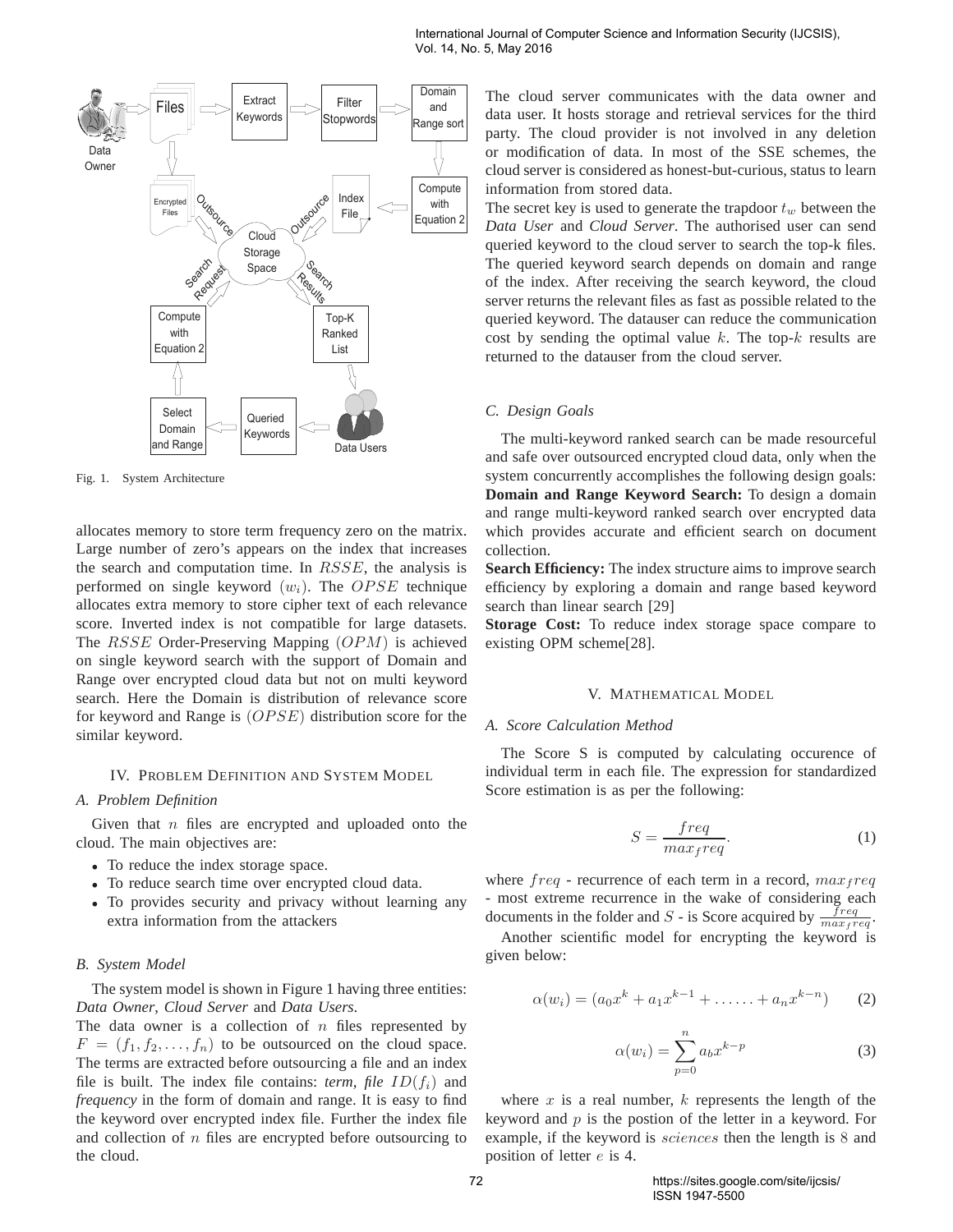Fig. 1. System Architecture

allocates memory to store term frequency zero on the matrix. Large number of zero's appears on the index that increases the search and computation time. In $RSSE$, the analysis is performed on single keyword $(w_i)$. The $OPSE$ technique allocates extra memory to store cipher text of each relevance score. Inverted index is not compatible for large datasets. The $RSSE$ Order-Preserving Mapping $(OPM)$ is achieved on single keyword search with the support of Domain and Range over encrypted cloud data but not on multi keyword search. Here the Domain is distribution of relevance score for keyword and Range is $(OPSE)$ distribution score for the similar keyword.

## IV. Problem Definition and System Model

### A. Problem Definition

Given that $n$ files are encrypted and uploaded onto the cloud. The main objectives are:

- To reduce the index storage space.
- To reduce search time over encrypted cloud data.
- To provides security and privacy without learning any extra information from the attackers

### B. System Model

The system model is shown in Figure 1 having three entities: *Data Owner*, *Cloud Server* and *Data Users*.

The data owner is a collection of $n$ files represented by $F = (f_1, f_2, \ldots, f_n)$ to be outsourced on the cloud space. The terms are extracted before outsourcing a file and an index file is built. The index file contains: *term*, *file* $ID(f_i)$ and *frequency* in the form of domain and range. It is easy to find the keyword over encrypted index file. Further the index file and collection of $n$ files are encrypted before outsourcing to the cloud.

The cloud server communicates with the data owner and data user. It hosts storage and retrieval services for the third party. The cloud provider is not involved in any deletion or modification of data. In most of the SSE schemes, the cloud server is considered as honest-but-curious, status to learn information from stored data.

The secret key is used to generate the trapdoor $t_w$ between the *Data User* and *Cloud Server*. The authorised user can send queried keyword to the cloud server to search the top-k files. The queried keyword search depends on domain and range of the index. After receiving the search keyword, the cloud server returns the relevant files as fast as possible related to the queried keyword. The datauser can reduce the communication cost by sending the optimal value $k$. The top-$k$ results are returned to the datauser from the cloud server.

### C. Design Goals

The multi-keyword ranked search can be made resourceful and safe over outsourced encrypted cloud data, only when the system concurrently accomplishes the following design goals:

**Domain and Range Keyword Search:** To design a domain and range multi-keyword ranked search over encrypted data which provides accurate and efficient search on document collection.

**Search Efficiency:** The index structure aims to improve search efficiency by exploring a domain and range based keyword search than linear search [29]

**Storage Cost:** To reduce index storage space compare to existing OPM scheme[28].

## V. Mathematical Model

### A. Score Calculation Method

The Score S is computed by calculating occurence of individual term in each file. The expression for standardized Score estimation is as per the following:

$$S = \frac{freq}{max_f req}. \tag{1}$$

where $freq$ - recurrence of each term in a record, $max_f req$ - most extreme recurrence in the wake of considering each documents in the folder and $S$ - is Score acquired by $\frac{freq}{max_f req}$.

Another scientific model for encrypting the keyword is given below:

$$\alpha(w_i) = (a_0 x^k + a_1 x^{k-1} + \ldots\ldots + a_n x^{k-n}) \tag{2}$$

$$\alpha(w_i) = \sum_{p=0}^{n} a_b x^{k-p} \tag{3}$$

where $x$ is a real number, $k$ represents the length of the keyword and $p$ is the postion of the letter in a keyword. For example, if the keyword is $sciences$ then the length is $8$ and position of letter $e$ is 4.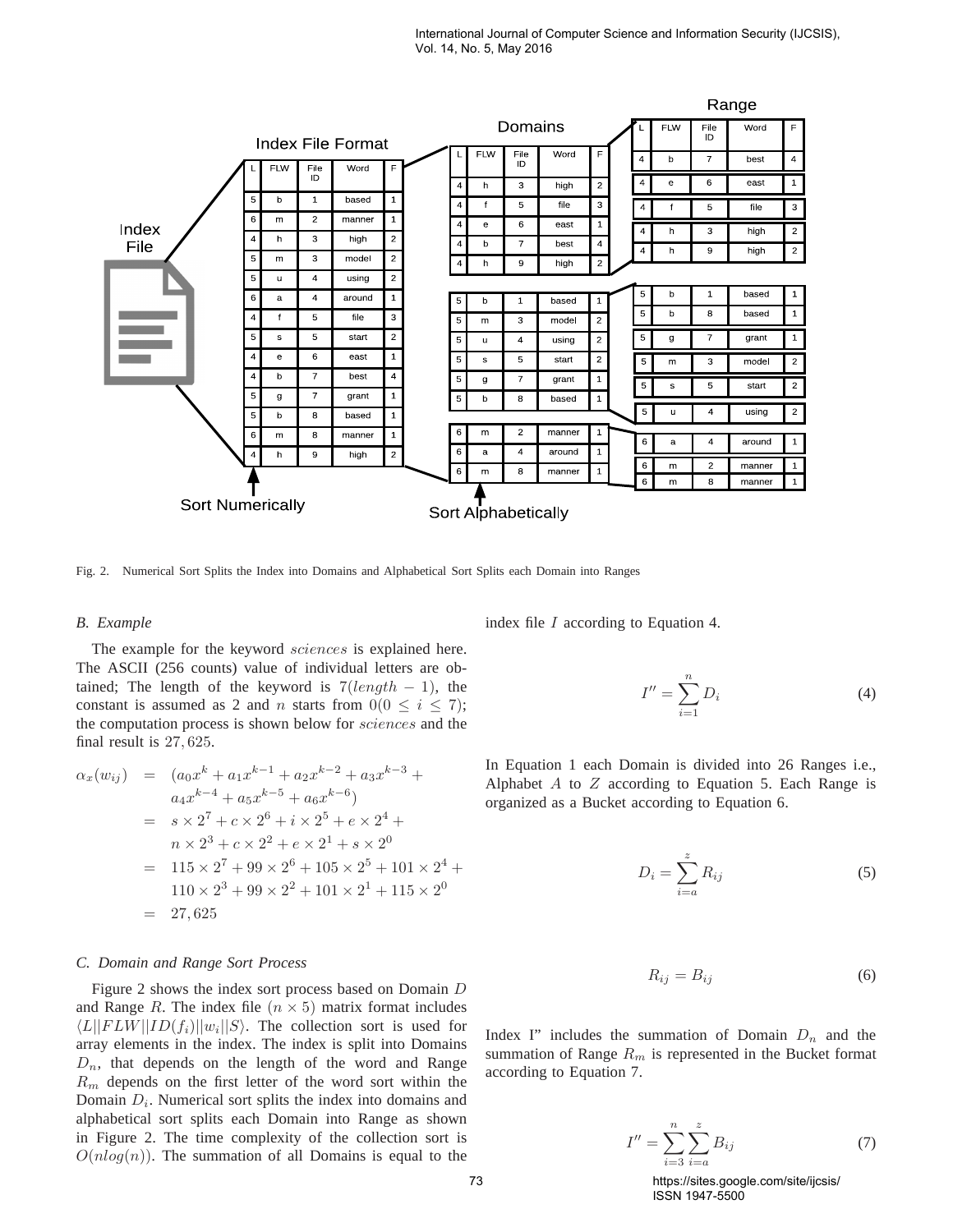Fig. 2. Numerical Sort Splits the Index into Domains and Alphabetical Sort Splits each Domain into Ranges

### B. Example

The example for the keyword *sciences* is explained here. The ASCII (256 counts) value of individual letters are obtained; The length of the keyword is $7(length - 1)$, the constant is assumed as 2 and $n$ starts from $0(0 \leq i \leq 7)$; the computation process is shown below for *sciences* and the final result is $27,625$.

$$
\begin{aligned}
\alpha_x(w_{ij}) &= (a_0 x^k + a_1 x^{k-1} + a_2 x^{k-2} + a_3 x^{k-3} + \\
&\quad a_4 x^{k-4} + a_5 x^{k-5} + a_6 x^{k-6}) \\
&= s \times 2^7 + c \times 2^6 + i \times 2^5 + e \times 2^4 + \\
&\quad n \times 2^3 + c \times 2^2 + e \times 2^1 + s \times 2^0 \\
&= 115 \times 2^7 + 99 \times 2^6 + 105 \times 2^5 + 101 \times 2^4 + \\
&\quad 110 \times 2^3 + 99 \times 2^2 + 101 \times 2^1 + 115 \times 2^0 \\
&= 27,625
\end{aligned}
$$

### C. Domain and Range Sort Process

Figure 2 shows the index sort process based on Domain $D$ and Range $R$. The index file $(n \times 5)$ matrix format includes $\langle L || FLW || ID(f_i) || w_i || S \rangle$. The collection sort is used for array elements in the index. The index is split into Domains $D_n$, that depends on the length of the word and Range $R_m$ depends on the first letter of the word sort within the Domain $D_i$. Numerical sort splits the index into domains and alphabetical sort splits each Domain into Range as shown in Figure 2. The time complexity of the collection sort is $O(nlog(n))$. The summation of all Domains is equal to the index file $I$ according to Equation 4.

$$I'' = \sum_{i=1}^{n} D_i \tag{4}$$

In Equation 1 each Domain is divided into 26 Ranges i.e., Alphabet $A$ to $Z$ according to Equation 5. Each Range is organized as a Bucket according to Equation 6.

$$D_i = \sum_{i=a}^{z} R_{ij} \tag{5}$$

$$R_{ij} = B_{ij} \tag{6}$$

Index I" includes the summation of Domain $D_n$ and the summation of Range $R_m$ is represented in the Bucket format according to Equation 7.

$$I'' = \sum_{i=3}^{n} \sum_{i=a}^{z} B_{ij} \tag{7}$$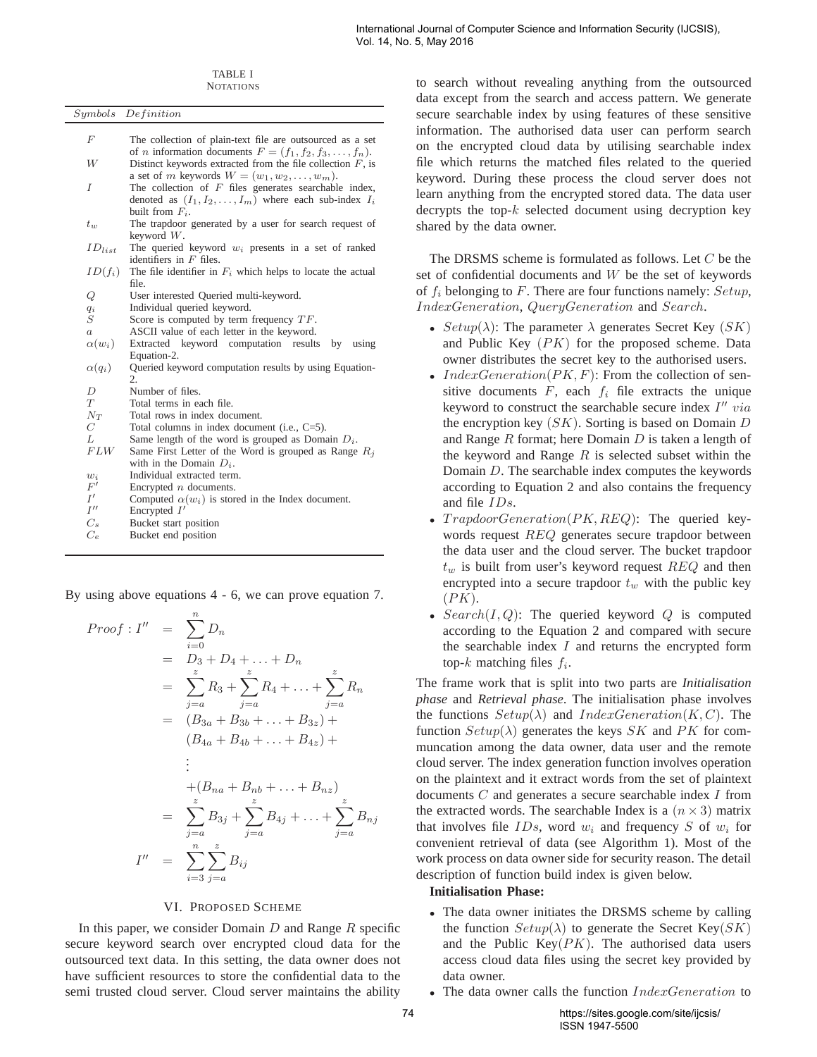TABLE I
NOTATIONS

| *Symbols* | *Definition* |
|---|---|
| $F$ | The collection of plain-text file are outsourced as a set of $n$ information documents $F = (f_1, f_2, f_3, \ldots, f_n)$. |
| $W$ | Distinct keywords extracted from the file collection $F$, is a set of $m$ keywords $W = (w_1, w_2, \ldots, w_m)$. |
| $I$ | The collection of $F$ files generates searchable index, denoted as $(I_1, I_2, \ldots, I_m)$ where each sub-index $I_i$ built from $F_i$. |
| $t_w$ | The trapdoor generated by a user for search request of keyword $W$. |
| $ID_{list}$ | The queried keyword $w_i$ presents in a set of ranked identifiers in $F$ files. |
| $ID(f_i)$ | The file identifier in $F_i$ which helps to locate the actual file. |
| $Q$ | User interested Queried multi-keyword. |
| $q_i$ | Individual queried keyword. |
| $S$ | Score is computed by term frequency $TF$. |
| $a$ | ASCII value of each letter in the keyword. |
| $\alpha(w_i)$ | Extracted keyword computation results by using Equation-2. |
| $\alpha(q_i)$ | Queried keyword computation results by using Equation-2. |
| $D$ | Number of files. |
| $T$ | Total terms in each file. |
| $N_T$ | Total rows in index document. |
| $C$ | Total columns in index document (i.e., C=5). |
| $L$ | Same length of the word is grouped as Domain $D_i$. |
| $FLW$ | Same First Letter of the Word is grouped as Range $R_j$ with in the Domain $D_i$. |
| $w_i$ | Individual extracted term. |
| $F'$ | Encrypted $n$ documents. |
| $I'$ | Computed $\alpha(w_i)$ is stored in the Index document. |
| $I''$ | Encrypted $I'$ |
| $C_s$ | Bucket start position |
| $C_e$ | Bucket end position |

By using above equations 4 - 6, we can prove equation 7.

$$
\begin{aligned}
Proof : I'' &= \sum_{i=0}^{n} D_n \\
&= D_3 + D_4 + \ldots + D_n \\
&= \sum_{j=a}^{z} R_3 + \sum_{j=a}^{z} R_4 + \ldots + \sum_{j=a}^{z} R_n \\
&= (B_{3a} + B_{3b} + \ldots + B_{3z}) + \\
&\quad (B_{4a} + B_{4b} + \ldots + B_{4z}) + \\
&\quad \vdots \\
&\quad + (B_{na} + B_{nb} + \ldots + B_{nz}) \\
&= \sum_{j=a}^{z} B_{3j} + \sum_{j=a}^{z} B_{4j} + \ldots + \sum_{j=a}^{z} B_{nj} \\
I'' &= \sum_{i=3}^{n} \sum_{j=a}^{z} B_{ij}
\end{aligned}
$$

## VI. PROPOSED SCHEME

In this paper, we consider Domain $D$ and Range $R$ specific secure keyword search over encrypted cloud data for the outsourced text data. In this setting, the data owner does not have sufficient resources to store the confidential data to the semi trusted cloud server. Cloud server maintains the ability to search without revealing anything from the outsourced data except from the search and access pattern. We generate secure searchable index by using features of these sensitive information. The authorised data user can perform search on the encrypted cloud data by utilising searchable index file which returns the matched files related to the queried keyword. During these process the cloud server does not learn anything from the encrypted stored data. The data user decrypts the top-$k$ selected document using decryption key shared by the data owner.

The DRSMS scheme is formulated as follows. Let $C$ be the set of confidential documents and $W$ be the set of keywords of $f_i$ belonging to $F$. There are four functions namely: $Setup$, $IndexGeneration$, $QueryGeneration$ and $Search$.

- $Setup(\lambda)$: The parameter $\lambda$ generates Secret Key $(SK)$ and Public Key $(PK)$ for the proposed scheme. Data owner distributes the secret key to the authorised users.
- $IndexGeneration(PK, F)$: From the collection of sensitive documents $F$, each $f_i$ file extracts the unique keyword to construct the searchable secure index $I''$ *via* the encryption key $(SK)$. Sorting is based on Domain $D$ and Range $R$ format; here Domain $D$ is taken a length of the keyword and Range $R$ is selected subset within the Domain $D$. The searchable index computes the keywords according to Equation 2 and also contains the frequency and file $IDs$.
- $TrapdoorGeneration(PK, REQ)$: The queried keywords request $REQ$ generates secure trapdoor between the data user and the cloud server. The bucket trapdoor $t_w$ is built from user's keyword request $REQ$ and then encrypted into a secure trapdoor $t_w$ with the public key $(PK)$.
- $Search(I, Q)$: The queried keyword $Q$ is computed according to the Equation 2 and compared with secure the searchable index $I$ and returns the encrypted form top-$k$ matching files $f_i$.

The frame work that is split into two parts are ***Initialisation phase*** and ***Retrieval phase***. The initialisation phase involves the functions $Setup(\lambda)$ and $IndexGeneration(K, C)$. The function $Setup(\lambda)$ generates the keys $SK$ and $PK$ for communcation among the data owner, data user and the remote cloud server. The index generation function involves operation on the plaintext and it extract words from the set of plaintext documents $C$ and generates a secure searchable index $I$ from the extracted words. The searchable Index is a $(n \times 3)$ matrix that involves file $IDs$, word $w_i$ and frequency $S$ of $w_i$ for convenient retrieval of data (see Algorithm 1). Most of the work process on data owner side for security reason. The detail description of function build index is given below.

**Initialisation Phase:**

- The data owner initiates the DRSMS scheme by calling the function $Setup(\lambda)$ to generate the Secret Key$(SK)$ and the Public Key$(PK)$. The authorised data users access cloud data files using the secret key provided by data owner.
- The data owner calls the function $IndexGeneration$ to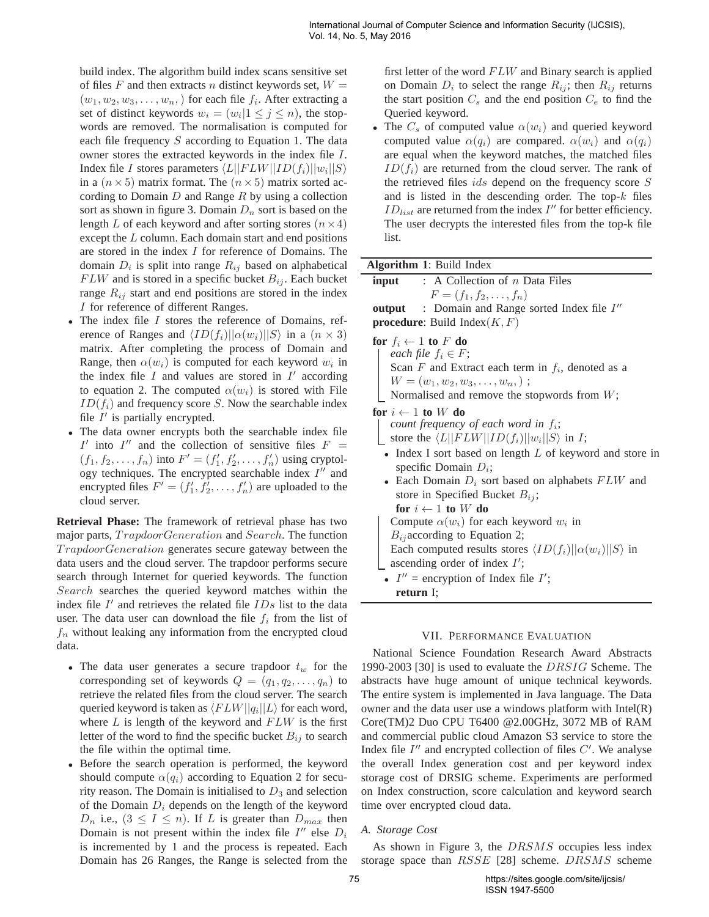build index. The algorithm build index scans sensitive set of files $F$ and then extracts $n$ distinct keywords set, $W = (w_1, w_2, w_3, \ldots, w_n,)$ for each file $f_i$. After extracting a set of distinct keywords $w_i = (w_i | 1 \leq j \leq n)$, the stop-words are removed. The normalisation is computed for each file frequency $S$ according to Equation 1. The data owner stores the extracted keywords in the index file $I$. Index file $I$ stores parameters $\langle L || FLW || ID(f_i) || w_i || S \rangle$ in a $(n \times 5)$ matrix format. The $(n \times 5)$ matrix sorted according to Domain $D$ and Range $R$ by using a collection sort as shown in figure 3. Domain $D_n$ sort is based on the length $L$ of each keyword and after sorting stores $(n \times 4)$ except the $L$ column. Each domain start and end positions are stored in the index $I$ for reference of Domains. The domain $D_i$ is split into range $R_{ij}$ based on alphabetical $FLW$ and is stored in a specific bucket $B_{ij}$. Each bucket range $R_{ij}$ start and end positions are stored in the index $I$ for reference of different Ranges.

- The index file $I$ stores the reference of Domains, reference of Ranges and $\langle ID(f_i) || \alpha(w_i) || S \rangle$ in a $(n \times 3)$ matrix. After completing the process of Domain and Range, then $\alpha(w_i)$ is computed for each keyword $w_i$ in the index file $I$ and values are stored in $I'$ according to equation 2. The computed $\alpha(w_i)$ is stored with File $ID(f_i)$ and frequency score $S$. Now the searchable index file $I'$ is partially encrypted.
- The data owner encrypts both the searchable index file $I'$ into $I''$ and the collection of sensitive files $F = (f_1, f_2, \ldots, f_n)$ into $F' = (f'_1, f'_2, \ldots, f'_n)$ using cryptology techniques. The encrypted searchable index $I''$ and encrypted files $F' = (f'_1, f'_2, \ldots, f'_n)$ are uploaded to the cloud server.

**Retrieval Phase:** The framework of retrieval phase has two major parts, $TrapdoorGeneration$ and $Search$. The function $TrapdoorGeneration$ generates secure gateway between the data users and the cloud server. The trapdoor performs secure search through Internet for queried keywords. The function $Search$ searches the queried keyword matches within the index file $I'$ and retrieves the related file $IDs$ list to the data user. The data user can download the file $f_i$ from the list of $f_n$ without leaking any information from the encrypted cloud data.

- The data user generates a secure trapdoor $t_w$ for the corresponding set of keywords $Q = (q_1, q_2, \ldots, q_n)$ to retrieve the related files from the cloud server. The search queried keyword is taken as $\langle FLW || q_i || L \rangle$ for each word, where $L$ is length of the keyword and $FLW$ is the first letter of the word to find the specific bucket $B_{ij}$ to search the file within the optimal time.
- Before the search operation is performed, the keyword should compute $\alpha(q_i)$ according to Equation 2 for security reason. The Domain is initialised to $D_3$ and selection of the Domain $D_i$ depends on the length of the keyword $D_n$ i.e., $(3 \leq I \leq n)$. If $L$ is greater than $D_{max}$ then Domain is not present within the index file $I''$ else $D_i$ is incremented by 1 and the process is repeated. Each Domain has 26 Ranges, the Range is selected from the first letter of the word $FLW$ and Binary search is applied on Domain $D_i$ to select the range $R_{ij}$; then $R_{ij}$ returns the start position $C_s$ and the end position $C_e$ to find the Queried keyword.
- The $C_s$ of computed value $\alpha(w_i)$ and queried keyword computed value $\alpha(q_i)$ are compared. $\alpha(w_i)$ and $\alpha(q_i)$ are equal when the keyword matches, the matched files $ID(f_i)$ are returned from the cloud server. The rank of the retrieved files $ids$ depend on the frequency score $S$ and is listed in the descending order. The top-$k$ files $ID_{list}$ are returned from the index $I''$ for better efficiency. The user decrypts the interested files from the top-k file list.

**Algorithm 1**: Build Index

**input** : A Collection of $n$ Data Files $F = (f_1, f_2, \ldots, f_n)$
**output** : Domain and Range sorted Index file $I''$
**procedure**: Build Index$(K, F)$

**for** $f_i \leftarrow 1$ **to** $F$ **do**
  *each file* $f_i \in F$;
  Scan $F$ and Extract each term in $f_i$, denoted as a $W = (w_1, w_2, w_3, \ldots, w_n,)$ ;
  Normalised and remove the stopwords from $W$;

**for** $i \leftarrow 1$ **to** $W$ **do**
  *count frequency of each word in* $f_i$;
  store the $\langle L || FLW || ID(f_i) || w_i || S \rangle$ in $I$;

- Index I sort based on length $L$ of keyword and store in specific Domain $D_i$;
- Each Domain $D_i$ sort based on alphabets $FLW$ and store in Specified Bucket $B_{ij}$;
  **for** $i \leftarrow 1$ **to** $W$ **do**
    Compute $\alpha(w_i)$ for each keyword $w_i$ in $B_{ij}$according to Equation 2;
    Each computed results stores $\langle ID(f_i) || \alpha(w_i) || S \rangle$ in ascending order of index $I'$;
- $I''$ = encryption of Index file $I'$;
  **return** I;

## VII. Performance Evaluation

National Science Foundation Research Award Abstracts 1990-2003 [30] is used to evaluate the $DRSIG$ Scheme. The abstracts have huge amount of unique technical keywords. The entire system is implemented in Java language. The Data owner and the data user use a windows platform with Intel(R) Core(TM)2 Duo CPU T6400 @2.00GHz, 3072 MB of RAM and commercial public cloud Amazon S3 service to store the Index file $I''$ and encrypted collection of files $C'$. We analyse the overall Index generation cost and per keyword index storage cost of DRSIG scheme. Experiments are performed on Index construction, score calculation and keyword search time over encrypted cloud data.

### A. Storage Cost

As shown in Figure 3, the $DRSMS$ occupies less index storage space than $RSSE$ [28] scheme. $DRSMS$ scheme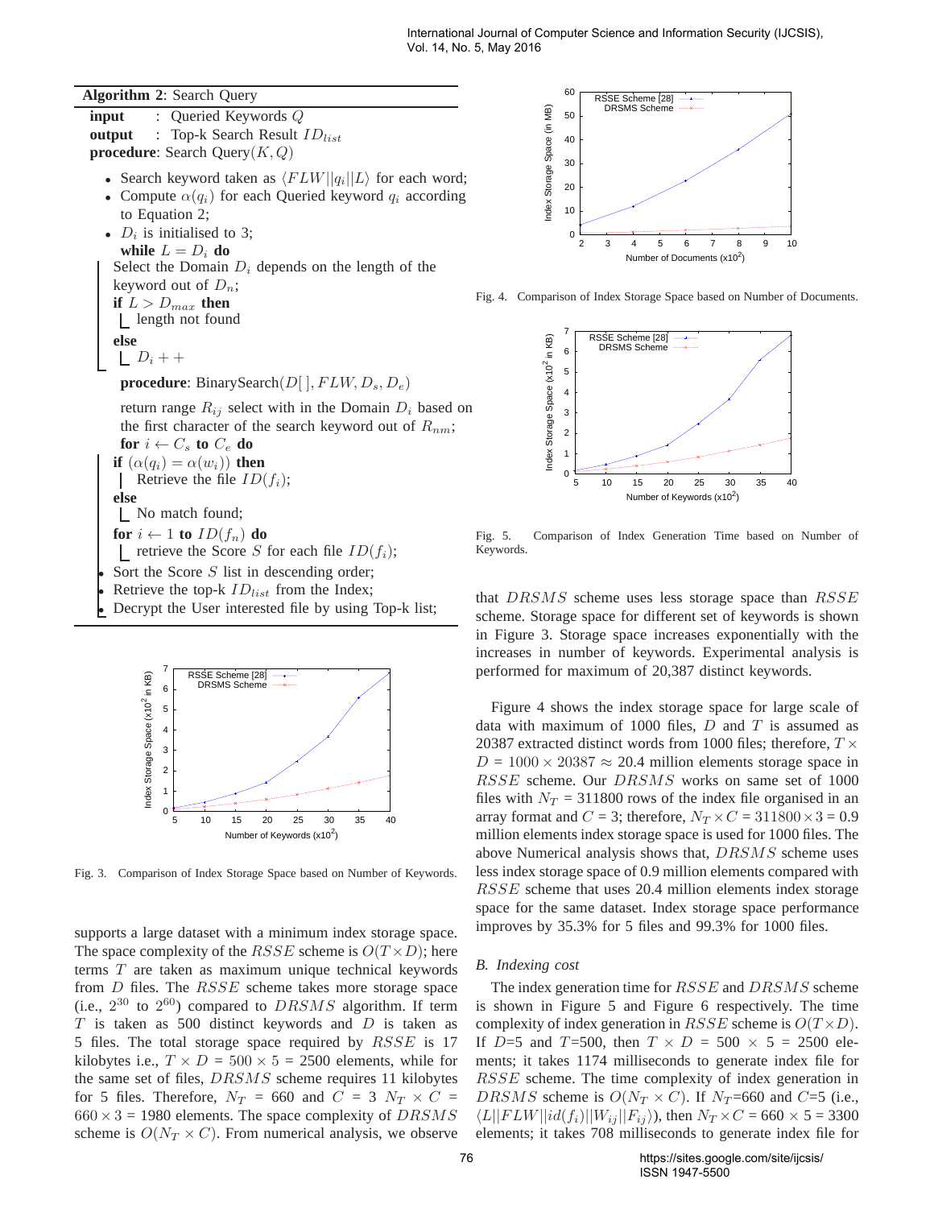**Algorithm 2**: Search Query

**input** : Queried Keywords $Q$
**output** : Top-k Search Result $ID_{list}$
**procedure**: Search Query$(K, Q)$

- Search keyword taken as $\langle FLW||q_i||L\rangle$ for each word;
- Compute $\alpha(q_i)$ for each Queried keyword $q_i$ according to Equation 2;
- $D_i$ is initialised to 3;

  **while** $L = D_i$ **do**
  - Select the Domain $D_i$ depends on the length of the keyword out of $D_n$;
  - **if** $L > D_{max}$ **then**
    - length not found
  - **else**
    - $D_i + +$

  **procedure**: BinarySearch$(D[\,], FLW, D_s, D_e)$

  return range $R_{ij}$ select with in the Domain $D_i$ based on the first character of the search keyword out of $R_{nm}$;

  **for** $i \leftarrow C_s$ **to** $C_e$ **do**
  - **if** $(\alpha(q_i) = \alpha(w_i))$ **then**
    - Retrieve the file $ID(f_i)$;
  - **else**
    - No match found;

  **for** $i \leftarrow 1$ **to** $ID(f_n)$ **do**
  - retrieve the Score $S$ for each file $ID(f_i)$;
- Sort the Score $S$ list in descending order;
- Retrieve the top-k $ID_{list}$ from the Index;
- Decrypt the User interested file by using Top-k list;

Fig. 3. Comparison of Index Storage Space based on Number of Keywords.

supports a large dataset with a minimum index storage space. The space complexity of the $RSSE$ scheme is $O(T \times D)$; here terms $T$ are taken as maximum unique technical keywords from $D$ files. The $RSSE$ scheme takes more storage space (i.e., $2^{30}$ to $2^{60}$) compared to $DRSMS$ algorithm. If term $T$ is taken as 500 distinct keywords and $D$ is taken as 5 files. The total storage space required by $RSSE$ is 17 kilobytes i.e., $T \times D$ = $500 \times 5$ = 2500 elements, while for the same set of files, $DRSMS$ scheme requires 11 kilobytes for 5 files. Therefore, $N_T$ = 660 and $C$ = 3 $N_T \times C$ = $660 \times 3$ = 1980 elements. The space complexity of $DRSMS$ scheme is $O(N_T \times C)$. From numerical analysis, we observe

Fig. 4. Comparison of Index Storage Space based on Number of Documents.

Fig. 5. Comparison of Index Generation Time based on Number of Keywords.

that $DRSMS$ scheme uses less storage space than $RSSE$ scheme. Storage space for different set of keywords is shown in Figure 3. Storage space increases exponentially with the increases in number of keywords. Experimental analysis is performed for maximum of 20,387 distinct keywords.

Figure 4 shows the index storage space for large scale of data with maximum of 1000 files, $D$ and $T$ is assumed as 20387 extracted distinct words from 1000 files; therefore, $T \times D$ = $1000 \times 20387 \approx 20.4$ million elements storage space in $RSSE$ scheme. Our $DRSMS$ works on same set of 1000 files with $N_T$ = 311800 rows of the index file organised in an array format and $C$ = 3; therefore, $N_T \times C$ = $311800 \times 3$ = 0.9 million elements index storage space is used for 1000 files. The above Numerical analysis shows that, $DRSMS$ scheme uses less index storage space of 0.9 million elements compared with $RSSE$ scheme that uses 20.4 million elements index storage space for the same dataset. Index storage space performance improves by 35.3% for 5 files and 99.3% for 1000 files.

### B. Indexing cost

The index generation time for $RSSE$ and $DRSMS$ scheme is shown in Figure 5 and Figure 6 respectively. The time complexity of index generation in $RSSE$ scheme is $O(T \times D)$. If $D$=5 and $T$=500, then $T \times D$ = $500 \times 5$ = 2500 elements; it takes 1174 milliseconds to generate index file for $RSSE$ scheme. The time complexity of index generation in $DRSMS$ scheme is $O(N_T \times C)$. If $N_T$=660 and $C$=5 (i.e., $\langle L||FLW||id(f_i)||W_{ij}||F_{ij}\rangle$), then $N_T \times C$ = $660 \times 5$ = 3300 elements; it takes 708 milliseconds to generate index file for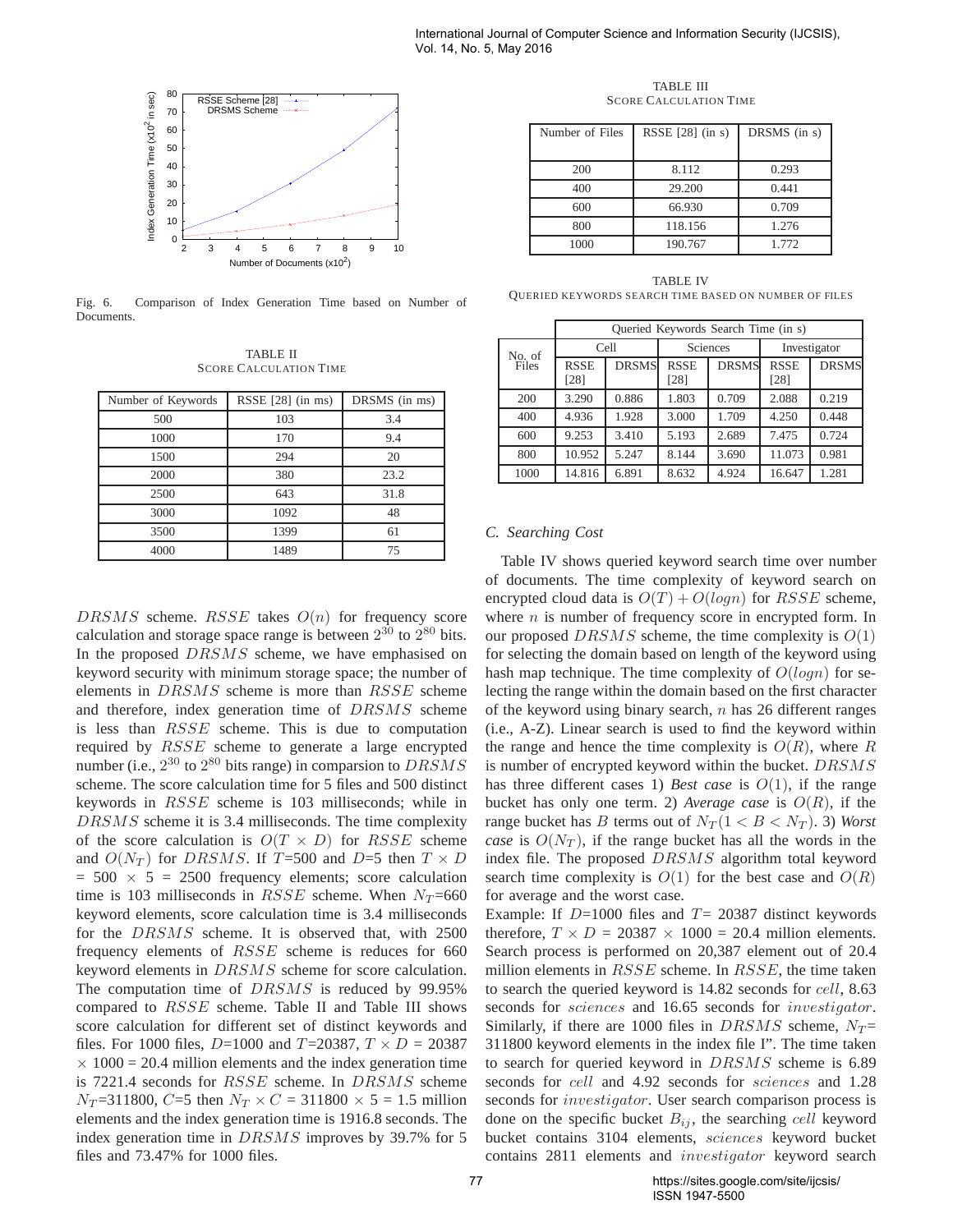Fig. 6. Comparison of Index Generation Time based on Number of Documents.

TABLE II
SCORE CALCULATION TIME

| Number of Keywords | RSSE [28] (in ms) | DRSMS (in ms) |
|---|---|---|
| 500 | 103 | 3.4 |
| 1000 | 170 | 9.4 |
| 1500 | 294 | 20 |
| 2000 | 380 | 23.2 |
| 2500 | 643 | 31.8 |
| 3000 | 1092 | 48 |
| 3500 | 1399 | 61 |
| 4000 | 1489 | 75 |

$DRSMS$ scheme. $RSSE$ takes $O(n)$ for frequency score calculation and storage space range is between $2^{30}$ to $2^{80}$ bits. In the proposed $DRSMS$ scheme, we have emphasised on keyword security with minimum storage space; the number of elements in $DRSMS$ scheme is more than $RSSE$ scheme and therefore, index generation time of $DRSMS$ scheme is less than $RSSE$ scheme. This is due to computation required by $RSSE$ scheme to generate a large encrypted number (i.e., $2^{30}$ to $2^{80}$ bits range) in comparison to $DRSMS$ scheme. The score calculation time for 5 files and 500 distinct keywords in $RSSE$ scheme is 103 milliseconds; while in $DRSMS$ scheme it is 3.4 milliseconds. The time complexity of the score calculation is $O(T \times D)$ for $RSSE$ scheme and $O(N_T)$ for $DRSMS$. If $T$=500 and $D$=5 then $T \times D$ = 500 $\times$ 5 = 2500 frequency elements; score calculation time is 103 milliseconds in $RSSE$ scheme. When $N_T$=660 keyword elements, score calculation time is 3.4 milliseconds for the $DRSMS$ scheme. It is observed that, with 2500 frequency elements of $RSSE$ scheme is reduces for 660 keyword elements in $DRSMS$ scheme for score calculation. The computation time of $DRSMS$ is reduced by 99.95% compared to $RSSE$ scheme. Table II and Table III shows score calculation for different set of distinct keywords and files. For 1000 files, $D$=1000 and $T$=20387, $T \times D$ = 20387 $\times$ 1000 = 20.4 million elements and the index generation time is 7221.4 seconds for $RSSE$ scheme. In $DRSMS$ scheme $N_T$=311800, $C$=5 then $N_T \times C$ = 311800 $\times$ 5 = 1.5 million elements and the index generation time is 1916.8 seconds. The index generation time in $DRSMS$ improves by 39.7% for 5 files and 73.47% for 1000 files.

TABLE III
SCORE CALCULATION TIME

| Number of Files | RSSE [28] (in s) | DRSMS (in s) |
|---|---|---|
| 200 | 8.112 | 0.293 |
| 400 | 29.200 | 0.441 |
| 600 | 66.930 | 0.709 |
| 800 | 118.156 | 1.276 |
| 1000 | 190.767 | 1.772 |

TABLE IV
QUERIED KEYWORDS SEARCH TIME BASED ON NUMBER OF FILES

| No. of Files | Queried Keywords Search Time (in s) | | | | | |
|---|---|---|---|---|---|---|
| | Cell | | Sciences | | Investigator | |
| | RSSE [28] | DRSMS | RSSE [28] | DRSMS | RSSE [28] | DRSMS |
| 200 | 3.290 | 0.886 | 1.803 | 0.709 | 2.088 | 0.219 |
| 400 | 4.936 | 1.928 | 3.000 | 1.709 | 4.250 | 0.448 |
| 600 | 9.253 | 3.410 | 5.193 | 2.689 | 7.475 | 0.724 |
| 800 | 10.952 | 5.247 | 8.144 | 3.690 | 11.073 | 0.981 |
| 1000 | 14.816 | 6.891 | 8.632 | 4.924 | 16.647 | 1.281 |

### C. Searching Cost

Table IV shows queried keyword search time over number of documents. The time complexity of keyword search on encrypted cloud data is $O(T) + O(logn)$ for $RSSE$ scheme, where $n$ is number of frequency score in encrypted form. In our proposed $DRSMS$ scheme, the time complexity is $O(1)$ for selecting the domain based on length of the keyword using hash map technique. The time complexity of $O(logn)$ for selecting the range within the domain based on the first character of the keyword using binary search, $n$ has 26 different ranges (i.e., A-Z). Linear search is used to find the keyword within the range and hence the time complexity is $O(R)$, where $R$ is number of encrypted keyword within the bucket. $DRSMS$ has three different cases 1) *Best case* is $O(1)$, if the range bucket has only one term. 2) *Average case* is $O(R)$, if the range bucket has $B$ terms out of $N_T(1 < B < N_T)$. 3) *Worst case* is $O(N_T)$, if the range bucket has all the words in the index file. The proposed $DRSMS$ algorithm total keyword search time complexity is $O(1)$ for the best case and $O(R)$ for average and the worst case.

Example: If $D$=1000 files and $T$= 20387 distinct keywords therefore, $T \times D$ = 20387 $\times$ 1000 = 20.4 million elements. Search process is performed on 20,387 element out of 20.4 million elements in $RSSE$ scheme. In $RSSE$, the time taken to search the queried keyword is 14.82 seconds for $cell$, 8.63 seconds for $sciences$ and 16.65 seconds for $investigator$. Similarly, if there are 1000 files in $DRSMS$ scheme, $N_T$= 311800 keyword elements in the index file I". The time taken to search for queried keyword in $DRSMS$ scheme is 6.89 seconds for $cell$ and 4.92 seconds for $sciences$ and 1.28 seconds for $investigator$. User search comparison process is done on the specific bucket $B_{ij}$, the searching $cell$ keyword bucket contains 3104 elements, $sciences$ keyword bucket contains 2811 elements and $investigator$ keyword search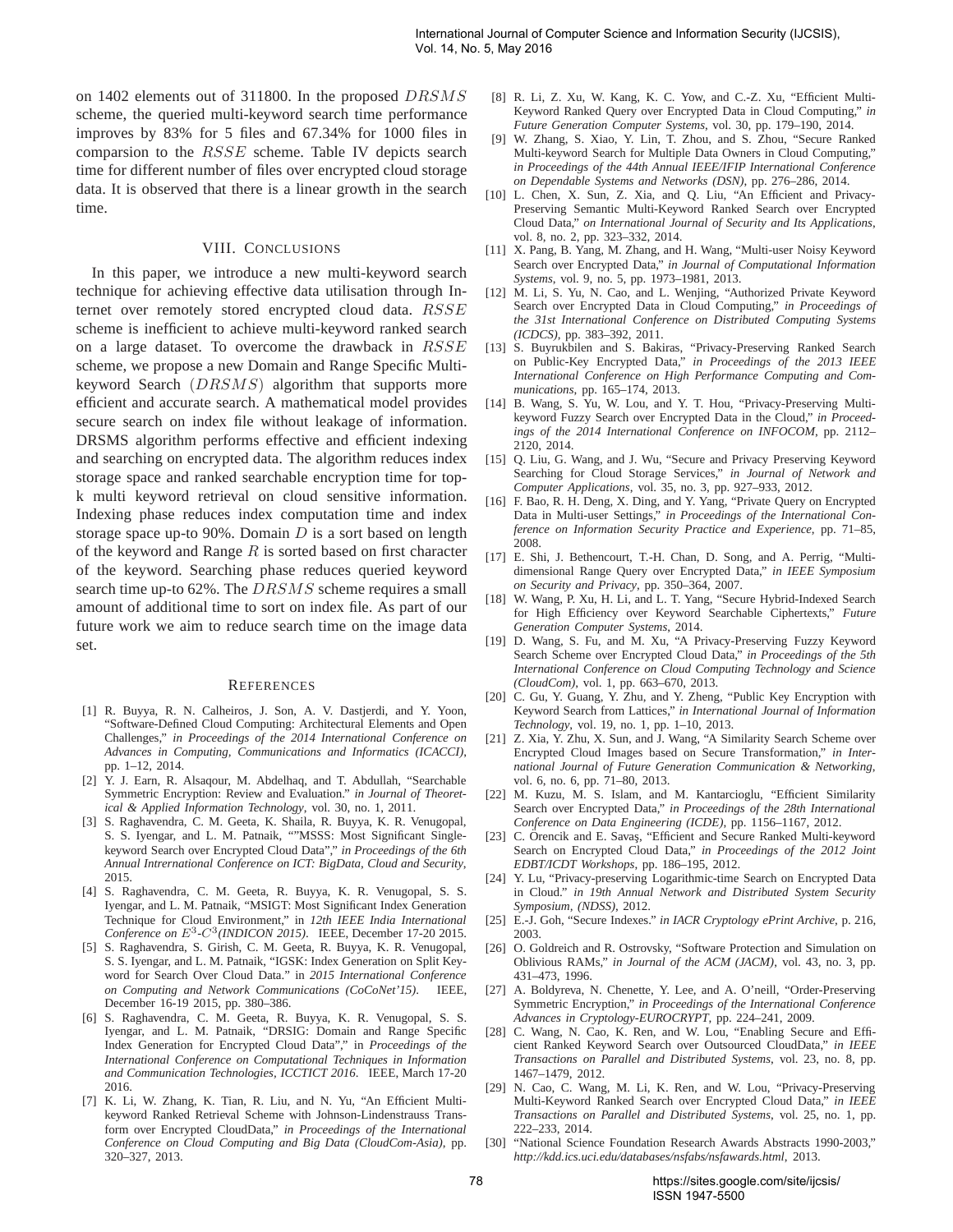on 1402 elements out of 311800. In the proposed $DRSMS$ scheme, the queried multi-keyword search time performance improves by 83% for 5 files and 67.34% for 1000 files in comparsion to the $RSSE$ scheme. Table IV depicts search time for different number of files over encrypted cloud storage data. It is observed that there is a linear growth in the search time.

## VIII. Conclusions

In this paper, we introduce a new multi-keyword search technique for achieving effective data utilisation through Internet over remotely stored encrypted cloud data. $RSSE$ scheme is inefficient to achieve multi-keyword ranked search on a large dataset. To overcome the drawback in $RSSE$ scheme, we propose a new Domain and Range Specific Multi-keyword Search $(DRSMS)$ algorithm that supports more efficient and accurate search. A mathematical model provides secure search on index file without leakage of information. DRSMS algorithm performs effective and efficient indexing and searching on encrypted data. The algorithm reduces index storage space and ranked searchable encryption time for top-k multi keyword retrieval on cloud sensitive information. Indexing phase reduces index computation time and index storage space up-to 90%. Domain $D$ is a sort based on length of the keyword and Range $R$ is sorted based on first character of the keyword. Searching phase reduces queried keyword search time up-to 62%. The $DRSMS$ scheme requires a small amount of additional time to sort on index file. As part of our future work we aim to reduce search time on the image data set.

## References

[1] R. Buyya, R. N. Calheiros, J. Son, A. V. Dastjerdi, and Y. Yoon, "Software-Defined Cloud Computing: Architectural Elements and Open Challenges," *in Proceedings of the 2014 International Conference on Advances in Computing, Communications and Informatics (ICACCI)*, pp. 1–12, 2014.

[2] Y. J. Earn, R. Alsaqour, M. Abdelhaq, and T. Abdullah, "Searchable Symmetric Encryption: Review and Evaluation." *in Journal of Theoretical & Applied Information Technology*, vol. 30, no. 1, 2011.

[3] S. Raghavendra, C. M. Geeta, K. Shaila, R. Buyya, K. R. Venugopal, S. S. Iyengar, and L. M. Patnaik, ""MSSS: Most Significant Single-keyword Search over Encrypted Cloud Data"," *in Proceedings of the 6th Annual Intrernational Conference on ICT: BigData, Cloud and Security*, 2015.

[4] S. Raghavendra, C. M. Geeta, R. Buyya, K. R. Venugopal, S. S. Iyengar, and L. M. Patnaik, "MSIGT: Most Significant Index Generation Technique for Cloud Environment," in *12th IEEE India International Conference on $E^3$-$C^3$(INDICON 2015)*. IEEE, December 17-20 2015.

[5] S. Raghavendra, S. Girish, C. M. Geeta, R. Buyya, K. R. Venugopal, S. S. Iyengar, and L. M. Patnaik, "IGSK: Index Generation on Split Keyword for Search Over Cloud Data." in *2015 International Conference on Computing and Network Communications (CoCoNet'15)*. IEEE, December 16-19 2015, pp. 380–386.

[6] S. Raghavendra, C. M. Geeta, R. Buyya, K. R. Venugopal, S. S. Iyengar, and L. M. Patnaik, "DRSIG: Domain and Range Specific Index Generation for Encrypted Cloud Data"," in *Proceedings of the International Conference on Computational Techniques in Information and Communication Technologies, ICCTICT 2016*. IEEE, March 17-20 2016.

[7] K. Li, W. Zhang, K. Tian, R. Liu, and N. Yu, "An Efficient Multi-keyword Ranked Retrieval Scheme with Johnson-Lindenstrauss Transform over Encrypted CloudData," *in Proceedings of the International Conference on Cloud Computing and Big Data (CloudCom-Asia)*, pp. 320–327, 2013.

[8] R. Li, Z. Xu, W. Kang, K. C. Yow, and C.-Z. Xu, "Efficient Multi-Keyword Ranked Query over Encrypted Data in Cloud Computing," *in Future Generation Computer Systems*, vol. 30, pp. 179–190, 2014.

[9] W. Zhang, S. Xiao, Y. Lin, T. Zhou, and S. Zhou, "Secure Ranked Multi-keyword Search for Multiple Data Owners in Cloud Computing," *in Proceedings of the 44th Annual IEEE/IFIP International Conference on Dependable Systems and Networks (DSN)*, pp. 276–286, 2014.

[10] L. Chen, X. Sun, Z. Xia, and Q. Liu, "An Efficient and Privacy-Preserving Semantic Multi-Keyword Ranked Search over Encrypted Cloud Data," *on International Journal of Security and Its Applications*, vol. 8, no. 2, pp. 323–332, 2014.

[11] X. Pang, B. Yang, M. Zhang, and H. Wang, "Multi-user Noisy Keyword Search over Encrypted Data," *in Journal of Computational Information Systems*, vol. 9, no. 5, pp. 1973–1981, 2013.

[12] M. Li, S. Yu, N. Cao, and L. Wenjing, "Authorized Private Keyword Search over Encrypted Data in Cloud Computing," *in Proceedings of the 31st International Conference on Distributed Computing Systems (ICDCS)*, pp. 383–392, 2011.

[13] S. Buyrukbilen and S. Bakiras, "Privacy-Preserving Ranked Search on Public-Key Encrypted Data," *in Proceedings of the 2013 IEEE International Conference on High Performance Computing and Communications*, pp. 165–174, 2013.

[14] B. Wang, S. Yu, W. Lou, and Y. T. Hou, "Privacy-Preserving Multi-keyword Fuzzy Search over Encrypted Data in the Cloud," *in Proceedings of the 2014 International Conference on INFOCOM*, pp. 2112–2120, 2014.

[15] Q. Liu, G. Wang, and J. Wu, "Secure and Privacy Preserving Keyword Searching for Cloud Storage Services," *in Journal of Network and Computer Applications*, vol. 35, no. 3, pp. 927–933, 2012.

[16] F. Bao, R. H. Deng, X. Ding, and Y. Yang, "Private Query on Encrypted Data in Multi-user Settings," *in Proceedings of the International Conference on Information Security Practice and Experience*, pp. 71–85, 2008.

[17] E. Shi, J. Bethencourt, T.-H. Chan, D. Song, and A. Perrig, "Multi-dimensional Range Query over Encrypted Data," *in IEEE Symposium on Security and Privacy*, pp. 350–364, 2007.

[18] W. Wang, P. Xu, H. Li, and L. T. Yang, "Secure Hybrid-Indexed Search for High Efficiency over Keyword Searchable Ciphertexts," *Future Generation Computer Systems*, 2014.

[19] D. Wang, S. Fu, and M. Xu, "A Privacy-Preserving Fuzzy Keyword Search Scheme over Encrypted Cloud Data," *in Proceedings of the 5th International Conference on Cloud Computing Technology and Science (CloudCom)*, vol. 1, pp. 663–670, 2013.

[20] C. Gu, Y. Guang, Y. Zhu, and Y. Zheng, "Public Key Encryption with Keyword Search from Lattices," *in International Journal of Information Technology*, vol. 19, no. 1, pp. 1–10, 2013.

[21] Z. Xia, Y. Zhu, X. Sun, and J. Wang, "A Similarity Search Scheme over Encrypted Cloud Images based on Secure Transformation," *in International Journal of Future Generation Communication & Networking*, vol. 6, no. 6, pp. 71–80, 2013.

[22] M. Kuzu, M. S. Islam, and M. Kantarcioglu, "Efficient Similarity Search over Encrypted Data," *in Proceedings of the 28th International Conference on Data Engineering (ICDE)*, pp. 1156–1167, 2012.

[23] C. Örencik and E. Savaş, "Efficient and Secure Ranked Multi-keyword Search on Encrypted Cloud Data," *in Proceedings of the 2012 Joint EDBT/ICDT Workshops*, pp. 186–195, 2012.

[24] Y. Lu, "Privacy-preserving Logarithmic-time Search on Encrypted Data in Cloud." *in 19th Annual Network and Distributed System Security Symposium, (NDSS)*, 2012.

[25] E.-J. Goh, "Secure Indexes." *in IACR Cryptology ePrint Archive*, p. 216, 2003.

[26] O. Goldreich and R. Ostrovsky, "Software Protection and Simulation on Oblivious RAMs," *in Journal of the ACM (JACM)*, vol. 43, no. 3, pp. 431–473, 1996.

[27] A. Boldyreva, N. Chenette, Y. Lee, and A. O'neill, "Order-Preserving Symmetric Encryption," *in Proceedings of the International Conference Advances in Cryptology-EUROCRYPT*, pp. 224–241, 2009.

[28] C. Wang, N. Cao, K. Ren, and W. Lou, "Enabling Secure and Efficient Ranked Keyword Search over Outsourced CloudData," *in IEEE Transactions on Parallel and Distributed Systems*, vol. 23, no. 8, pp. 1467–1479, 2012.

[29] N. Cao, C. Wang, M. Li, K. Ren, and W. Lou, "Privacy-Preserving Multi-Keyword Ranked Search over Encrypted Cloud Data," *in IEEE Transactions on Parallel and Distributed Systems*, vol. 25, no. 1, pp. 222–233, 2014.

[30] "National Science Foundation Research Awards Abstracts 1990-2003," *http://kdd.ics.uci.edu/databases/nsfabs/nsfawards.html*, 2013.